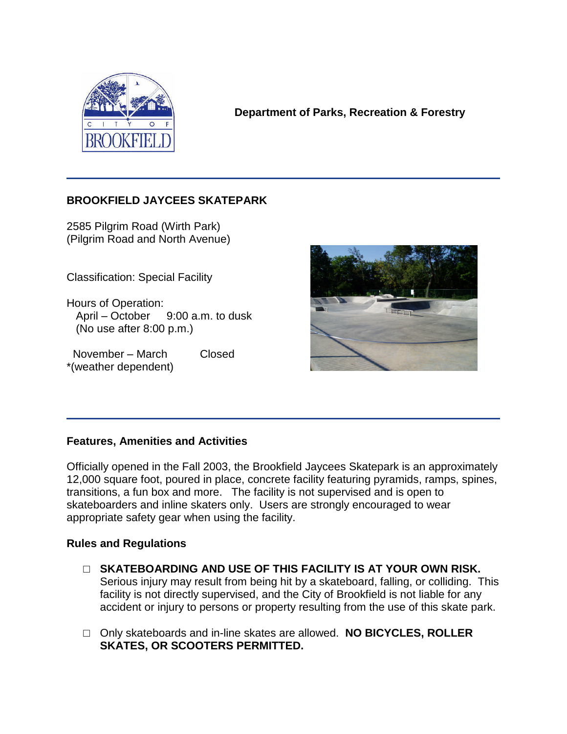**Department of Parks, Recreation & Forestry**

---

## BROOKFIELD JAYCEES SKATEPARK

2585 Pilgrim Road (Wirth Park)
(Pilgrim Road and North Avenue)

Classification: Special Facility

Hours of Operation:
April – October 9:00 a.m. to dusk
(No use after 8:00 p.m.)

November – March Closed
*(weather dependent)

---

### Features, Amenities and Activities

Officially opened in the Fall 2003, the Brookfield Jaycees Skatepark is an approximately 12,000 square foot, poured in place, concrete facility featuring pyramids, ramps, spines, transitions, a fun box and more. The facility is not supervised and is open to skateboarders and inline skaters only. Users are strongly encouraged to wear appropriate safety gear when using the facility.

### Rules and Regulations

- **SKATEBOARDING AND USE OF THIS FACILITY IS AT YOUR OWN RISK.** Serious injury may result from being hit by a skateboard, falling, or colliding. This facility is not directly supervised, and the City of Brookfield is not liable for any accident or injury to persons or property resulting from the use of this skate park.
- Only skateboards and in-line skates are allowed. **NO BICYCLES, ROLLER SKATES, OR SCOOTERS PERMITTED.**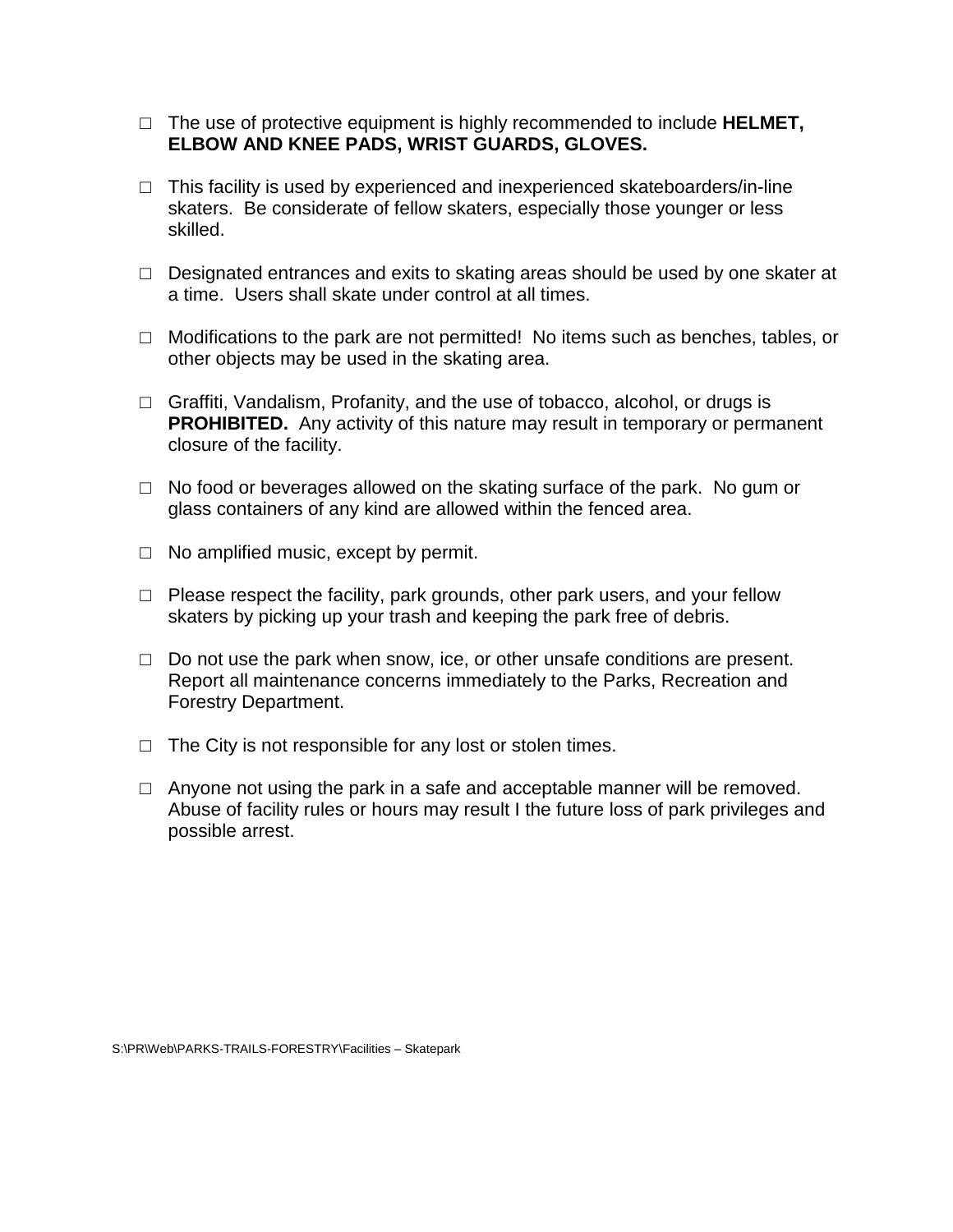- The use of protective equipment is highly recommended to include **HELMET, ELBOW AND KNEE PADS, WRIST GUARDS, GLOVES.**

- This facility is used by experienced and inexperienced skateboarders/in-line skaters. Be considerate of fellow skaters, especially those younger or less skilled.

- Designated entrances and exits to skating areas should be used by one skater at a time. Users shall skate under control at all times.

- Modifications to the park are not permitted! No items such as benches, tables, or other objects may be used in the skating area.

- Graffiti, Vandalism, Profanity, and the use of tobacco, alcohol, or drugs is **PROHIBITED.** Any activity of this nature may result in temporary or permanent closure of the facility.

- No food or beverages allowed on the skating surface of the park. No gum or glass containers of any kind are allowed within the fenced area.

- No amplified music, except by permit.

- Please respect the facility, park grounds, other park users, and your fellow skaters by picking up your trash and keeping the park free of debris.

- Do not use the park when snow, ice, or other unsafe conditions are present. Report all maintenance concerns immediately to the Parks, Recreation and Forestry Department.

- The City is not responsible for any lost or stolen times.

- Anyone not using the park in a safe and acceptable manner will be removed. Abuse of facility rules or hours may result I the future loss of park privileges and possible arrest.

S:\PR\Web\PARKS-TRAILS-FORESTRY\Facilities – Skatepark